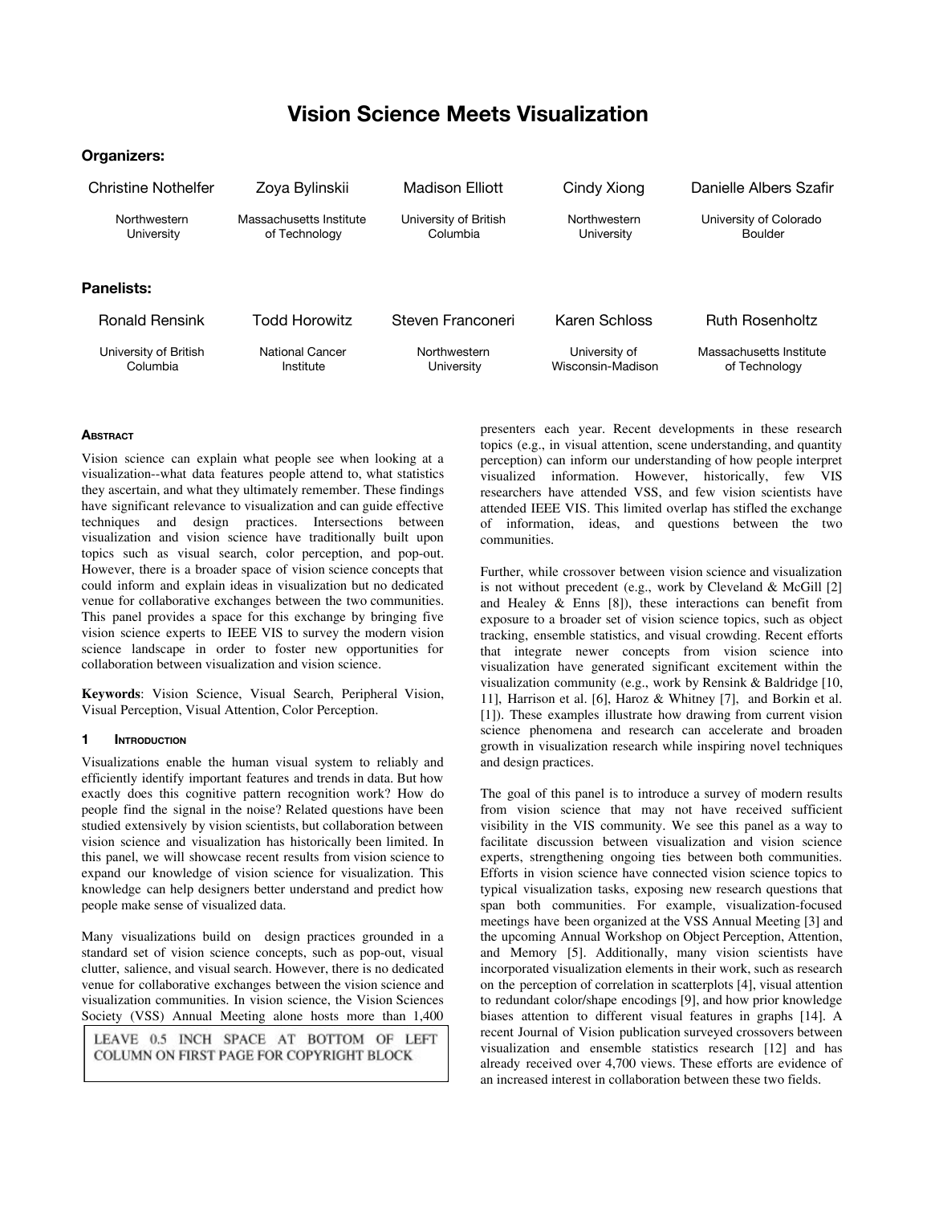# Vision Science Meets Visualization

**Organizers:**

| Christine Nothelfer | Zoya Bylinskii | Madison Elliott | Cindy Xiong | Danielle Albers Szafir |
|---|---|---|---|---|
| Northwestern University | Massachusetts Institute of Technology | University of British Columbia | Northwestern University | University of Colorado Boulder |

**Panelists:**

| Ronald Rensink | Todd Horowitz | Steven Franconeri | Karen Schloss | Ruth Rosenholtz |
|---|---|---|---|---|
| University of British Columbia | National Cancer Institute | Northwestern University | University of Wisconsin-Madison | Massachusetts Institute of Technology |

## Abstract

Vision science can explain what people see when looking at a visualization--what data features people attend to, what statistics they ascertain, and what they ultimately remember. These findings have significant relevance to visualization and can guide effective techniques and design practices. Intersections between visualization and vision science have traditionally built upon topics such as visual search, color perception, and pop-out. However, there is a broader space of vision science concepts that could inform and explain ideas in visualization but no dedicated venue for collaborative exchanges between the two communities. This panel provides a space for this exchange by bringing five vision science experts to IEEE VIS to survey the modern vision science landscape in order to foster new opportunities for collaboration between visualization and vision science.

**Keywords**: Vision Science, Visual Search, Peripheral Vision, Visual Perception, Visual Attention, Color Perception.

## 1 Introduction

Visualizations enable the human visual system to reliably and efficiently identify important features and trends in data. But how exactly does this cognitive pattern recognition work? How do people find the signal in the noise? Related questions have been studied extensively by vision scientists, but collaboration between vision science and visualization has historically been limited. In this panel, we will showcase recent results from vision science to expand our knowledge of vision science for visualization. This knowledge can help designers better understand and predict how people make sense of visualized data.

Many visualizations build on design practices grounded in a standard set of vision science concepts, such as pop-out, visual clutter, salience, and visual search. However, there is no dedicated venue for collaborative exchanges between the vision science and visualization communities. In vision science, the Vision Sciences Society (VSS) Annual Meeting alone hosts more than 1,400 presenters each year. Recent developments in these research topics (e.g., in visual attention, scene understanding, and quantity perception) can inform our understanding of how people interpret visualized information. However, historically, few VIS researchers have attended VSS, and few vision scientists have attended IEEE VIS. This limited overlap has stifled the exchange of information, ideas, and questions between the two communities.

LEAVE 0.5 INCH SPACE AT BOTTOM OF LEFT COLUMN ON FIRST PAGE FOR COPYRIGHT BLOCK

Further, while crossover between vision science and visualization is not without precedent (e.g., work by Cleveland & McGill [2] and Healey & Enns [8]), these interactions can benefit from exposure to a broader set of vision science topics, such as object tracking, ensemble statistics, and visual crowding. Recent efforts that integrate newer concepts from vision science into visualization have generated significant excitement within the visualization community (e.g., work by Rensink & Baldridge [10, 11], Harrison et al. [6], Haroz & Whitney [7], and Borkin et al. [1]). These examples illustrate how drawing from current vision science phenomena and research can accelerate and broaden growth in visualization research while inspiring novel techniques and design practices.

The goal of this panel is to introduce a survey of modern results from vision science that may not have received sufficient visibility in the VIS community. We see this panel as a way to facilitate discussion between visualization and vision science experts, strengthening ongoing ties between both communities. Efforts in vision science have connected vision science topics to typical visualization tasks, exposing new research questions that span both communities. For example, visualization-focused meetings have been organized at the VSS Annual Meeting [3] and the upcoming Annual Workshop on Object Perception, Attention, and Memory [5]. Additionally, many vision scientists have incorporated visualization elements in their work, such as research on the perception of correlation in scatterplots [4], visual attention to redundant color/shape encodings [9], and how prior knowledge biases attention to different visual features in graphs [14]. A recent Journal of Vision publication surveyed crossovers between visualization and ensemble statistics research [12] and has already received over 4,700 views. These efforts are evidence of an increased interest in collaboration between these two fields.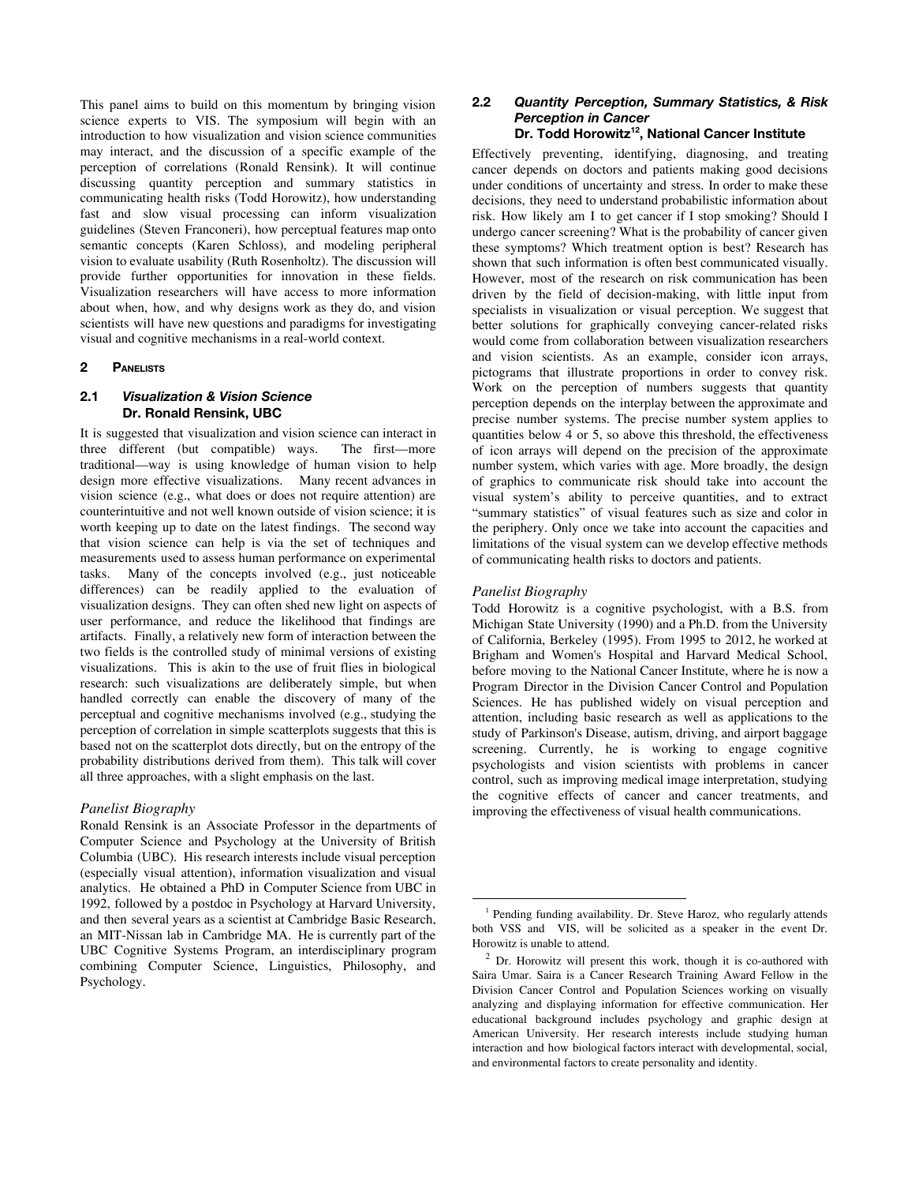This panel aims to build on this momentum by bringing vision science experts to VIS. The symposium will begin with an introduction to how visualization and vision science communities may interact, and the discussion of a specific example of the perception of correlations (Ronald Rensink). It will continue discussing quantity perception and summary statistics in communicating health risks (Todd Horowitz), how understanding fast and slow visual processing can inform visualization guidelines (Steven Franconeri), how perceptual features map onto semantic concepts (Karen Schloss), and modeling peripheral vision to evaluate usability (Ruth Rosenholtz). The discussion will provide further opportunities for innovation in these fields. Visualization researchers will have access to more information about when, how, and why designs work as they do, and vision scientists will have new questions and paradigms for investigating visual and cognitive mechanisms in a real-world context.

## 2 Panelists

### 2.1 *Visualization & Vision Science* Dr. Ronald Rensink, UBC

It is suggested that visualization and vision science can interact in three different (but compatible) ways. The first—more traditional—way is using knowledge of human vision to help design more effective visualizations. Many recent advances in vision science (e.g., what does or does not require attention) are counterintuitive and not well known outside of vision science; it is worth keeping up to date on the latest findings. The second way that vision science can help is via the set of techniques and measurements used to assess human performance on experimental tasks. Many of the concepts involved (e.g., just noticeable differences) can be readily applied to the evaluation of visualization designs. They can often shed new light on aspects of user performance, and reduce the likelihood that findings are artifacts. Finally, a relatively new form of interaction between the two fields is the controlled study of minimal versions of existing visualizations. This is akin to the use of fruit flies in biological research: such visualizations are deliberately simple, but when handled correctly can enable the discovery of many of the perceptual and cognitive mechanisms involved (e.g., studying the perception of correlation in simple scatterplots suggests that this is based not on the scatterplot dots directly, but on the entropy of the probability distributions derived from them). This talk will cover all three approaches, with a slight emphasis on the last.

*Panelist Biography*

Ronald Rensink is an Associate Professor in the departments of Computer Science and Psychology at the University of British Columbia (UBC). His research interests include visual perception (especially visual attention), information visualization and visual analytics. He obtained a PhD in Computer Science from UBC in 1992, followed by a postdoc in Psychology at Harvard University, and then several years as a scientist at Cambridge Basic Research, an MIT-Nissan lab in Cambridge MA. He is currently part of the UBC Cognitive Systems Program, an interdisciplinary program combining Computer Science, Linguistics, Philosophy, and Psychology.

### 2.2 *Quantity Perception, Summary Statistics, & Risk Perception in Cancer* Dr. Todd Horowitz[1,2], National Cancer Institute

Effectively preventing, identifying, diagnosing, and treating cancer depends on doctors and patients making good decisions under conditions of uncertainty and stress. In order to make these decisions, they need to understand probabilistic information about risk. How likely am I to get cancer if I stop smoking? Should I undergo cancer screening? What is the probability of cancer given these symptoms? Which treatment option is best? Research has shown that such information is often best communicated visually. However, most of the research on risk communication has been driven by the field of decision-making, with little input from specialists in visualization or visual perception. We suggest that better solutions for graphically conveying cancer-related risks would come from collaboration between visualization researchers and vision scientists. As an example, consider icon arrays, pictograms that illustrate proportions in order to convey risk. Work on the perception of numbers suggests that quantity perception depends on the interplay between the approximate and precise number systems. The precise number system applies to quantities below 4 or 5, so above this threshold, the effectiveness of icon arrays will depend on the precision of the approximate number system, which varies with age. More broadly, the design of graphics to communicate risk should take into account the visual system's ability to perceive quantities, and to extract "summary statistics" of visual features such as size and color in the periphery. Only once we take into account the capacities and limitations of the visual system can we develop effective methods of communicating health risks to doctors and patients.

*Panelist Biography*

Todd Horowitz is a cognitive psychologist, with a B.S. from Michigan State University (1990) and a Ph.D. from the University of California, Berkeley (1995). From 1995 to 2012, he worked at Brigham and Women's Hospital and Harvard Medical School, before moving to the National Cancer Institute, where he is now a Program Director in the Division Cancer Control and Population Sciences. He has published widely on visual perception and attention, including basic research as well as applications to the study of Parkinson's Disease, autism, driving, and airport baggage screening. Currently, he is working to engage cognitive psychologists and vision scientists with problems in cancer control, such as improving medical image interpretation, studying the cognitive effects of cancer and cancer treatments, and improving the effectiveness of visual health communications.

---

[1] Pending funding availability. Dr. Steve Haroz, who regularly attends both VSS and VIS, will be solicited as a speaker in the event Dr. Horowitz is unable to attend.

[2] Dr. Horowitz will present this work, though it is co-authored with Saira Umar. Saira is a Cancer Research Training Award Fellow in the Division Cancer Control and Population Sciences working on visually analyzing and displaying information for effective communication. Her educational background includes psychology and graphic design at American University. Her research interests include studying human interaction and how biological factors interact with developmental, social, and environmental factors to create personality and identity.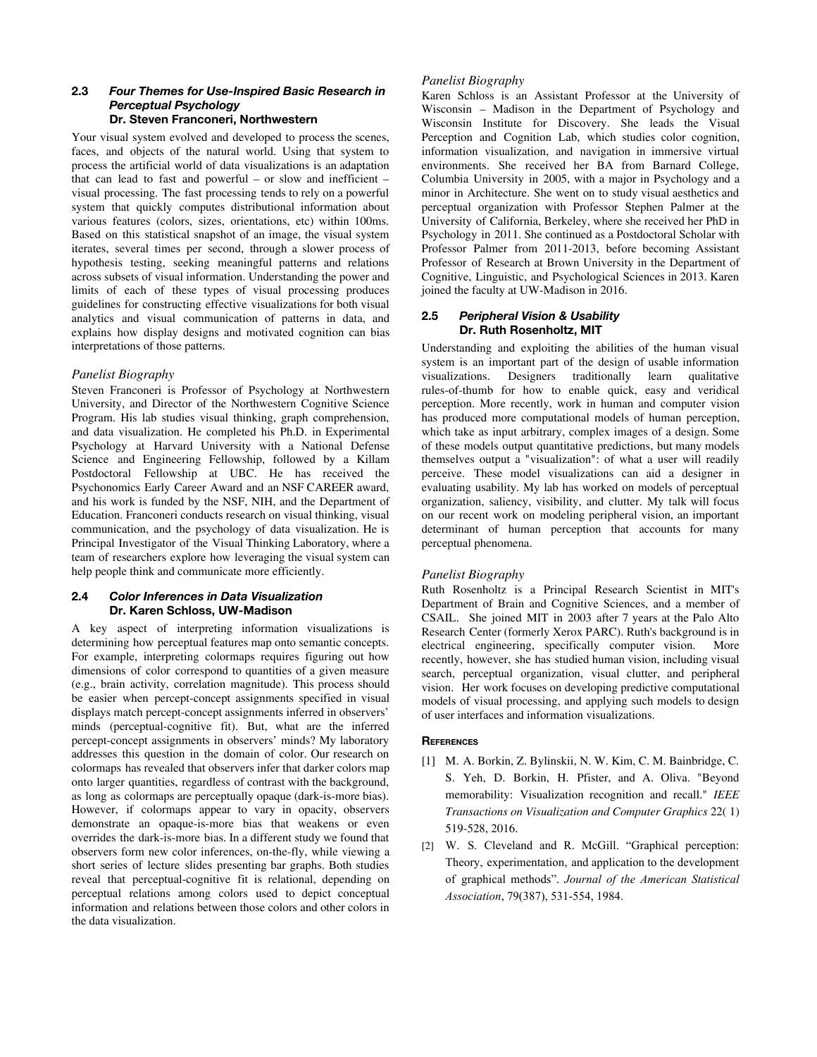## 2.3 *Four Themes for Use-Inspired Basic Research in Perceptual Psychology*
**Dr. Steven Franconeri, Northwestern**

Your visual system evolved and developed to process the scenes, faces, and objects of the natural world. Using that system to process the artificial world of data visualizations is an adaptation that can lead to fast and powerful – or slow and inefficient – visual processing. The fast processing tends to rely on a powerful system that quickly computes distributional information about various features (colors, sizes, orientations, etc) within 100ms. Based on this statistical snapshot of an image, the visual system iterates, several times per second, through a slower process of hypothesis testing, seeking meaningful patterns and relations across subsets of visual information. Understanding the power and limits of each of these types of visual processing produces guidelines for constructing effective visualizations for both visual analytics and visual communication of patterns in data, and explains how display designs and motivated cognition can bias interpretations of those patterns.

### *Panelist Biography*

Steven Franconeri is Professor of Psychology at Northwestern University, and Director of the Northwestern Cognitive Science Program. His lab studies visual thinking, graph comprehension, and data visualization. He completed his Ph.D. in Experimental Psychology at Harvard University with a National Defense Science and Engineering Fellowship, followed by a Killam Postdoctoral Fellowship at UBC. He has received the Psychonomics Early Career Award and an NSF CAREER award, and his work is funded by the NSF, NIH, and the Department of Education. Franconeri conducts research on visual thinking, visual communication, and the psychology of data visualization. He is Principal Investigator of the Visual Thinking Laboratory, where a team of researchers explore how leveraging the visual system can help people think and communicate more efficiently.

## 2.4 *Color Inferences in Data Visualization*
**Dr. Karen Schloss, UW-Madison**

A key aspect of interpreting information visualizations is determining how perceptual features map onto semantic concepts. For example, interpreting colormaps requires figuring out how dimensions of color correspond to quantities of a given measure (e.g., brain activity, correlation magnitude). This process should be easier when percept-concept assignments specified in visual displays match percept-concept assignments inferred in observers' minds (perceptual-cognitive fit). But, what are the inferred percept-concept assignments in observers' minds? My laboratory addresses this question in the domain of color. Our research on colormaps has revealed that observers infer that darker colors map onto larger quantities, regardless of contrast with the background, as long as colormaps are perceptually opaque (dark-is-more bias). However, if colormaps appear to vary in opacity, observers demonstrate an opaque-is-more bias that weakens or even overrides the dark-is-more bias. In a different study we found that observers form new color inferences, on-the-fly, while viewing a short series of lecture slides presenting bar graphs. Both studies reveal that perceptual-cognitive fit is relational, depending on perceptual relations among colors used to depict conceptual information and relations between those colors and other colors in the data visualization.

### *Panelist Biography*

Karen Schloss is an Assistant Professor at the University of Wisconsin – Madison in the Department of Psychology and Wisconsin Institute for Discovery. She leads the Visual Perception and Cognition Lab, which studies color cognition, information visualization, and navigation in immersive virtual environments. She received her BA from Barnard College, Columbia University in 2005, with a major in Psychology and a minor in Architecture. She went on to study visual aesthetics and perceptual organization with Professor Stephen Palmer at the University of California, Berkeley, where she received her PhD in Psychology in 2011. She continued as a Postdoctoral Scholar with Professor Palmer from 2011-2013, before becoming Assistant Professor of Research at Brown University in the Department of Cognitive, Linguistic, and Psychological Sciences in 2013. Karen joined the faculty at UW-Madison in 2016.

## 2.5 *Peripheral Vision & Usability*
**Dr. Ruth Rosenholtz, MIT**

Understanding and exploiting the abilities of the human visual system is an important part of the design of usable information visualizations. Designers traditionally learn qualitative rules-of-thumb for how to enable quick, easy and veridical perception. More recently, work in human and computer vision has produced more computational models of human perception, which take as input arbitrary, complex images of a design. Some of these models output quantitative predictions, but many models themselves output a "visualization": of what a user will readily perceive. These model visualizations can aid a designer in evaluating usability. My lab has worked on models of perceptual organization, saliency, visibility, and clutter. My talk will focus on our recent work on modeling peripheral vision, an important determinant of human perception that accounts for many perceptual phenomena.

### *Panelist Biography*

Ruth Rosenholtz is a Principal Research Scientist in MIT's Department of Brain and Cognitive Sciences, and a member of CSAIL. She joined MIT in 2003 after 7 years at the Palo Alto Research Center (formerly Xerox PARC). Ruth's background is in electrical engineering, specifically computer vision. More recently, however, she has studied human vision, including visual search, perceptual organization, visual clutter, and peripheral vision. Her work focuses on developing predictive computational models of visual processing, and applying such models to design of user interfaces and information visualizations.

## References

[1] M. A. Borkin, Z. Bylinskii, N. W. Kim, C. M. Bainbridge, C. S. Yeh, D. Borkin, H. Pfister, and A. Oliva. "Beyond memorability: Visualization recognition and recall." *IEEE Transactions on Visualization and Computer Graphics* 22( 1) 519-528, 2016.

[2] W. S. Cleveland and R. McGill. "Graphical perception: Theory, experimentation, and application to the development of graphical methods". *Journal of the American Statistical Association*, 79(387), 531-554, 1984.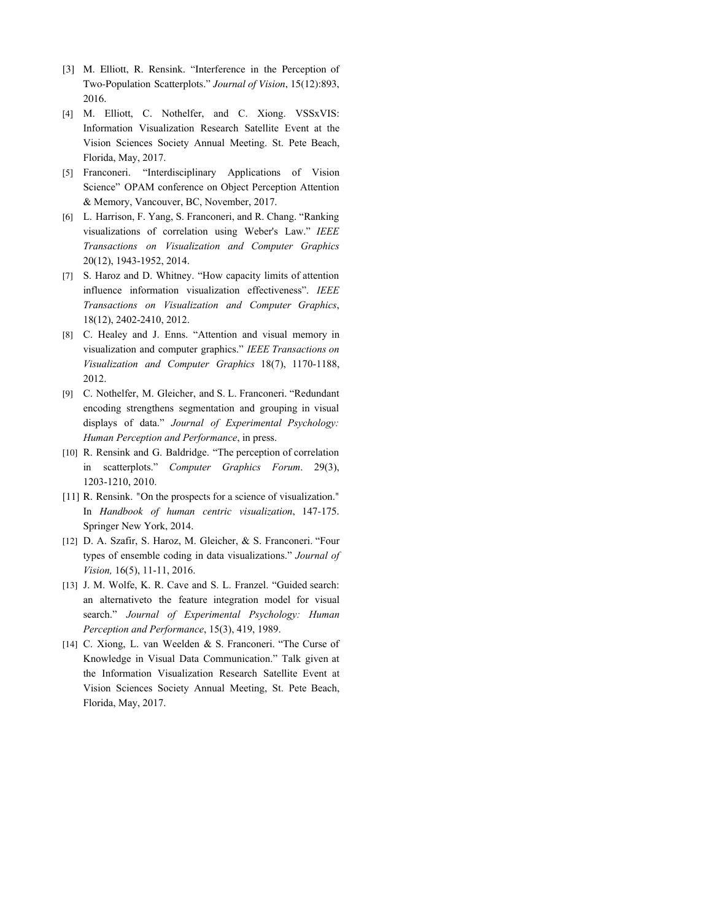[3] M. Elliott, R. Rensink. "Interference in the Perception of Two-Population Scatterplots." *Journal of Vision*, 15(12):893, 2016.

[4] M. Elliott, C. Nothelfer, and C. Xiong. VSSxVIS: Information Visualization Research Satellite Event at the Vision Sciences Society Annual Meeting. St. Pete Beach, Florida, May, 2017.

[5] Franconeri. "Interdisciplinary Applications of Vision Science" OPAM conference on Object Perception Attention & Memory, Vancouver, BC, November, 2017.

[6] L. Harrison, F. Yang, S. Franconeri, and R. Chang. "Ranking visualizations of correlation using Weber's Law." *IEEE Transactions on Visualization and Computer Graphics* 20(12), 1943-1952, 2014.

[7] S. Haroz and D. Whitney. "How capacity limits of attention influence information visualization effectiveness". *IEEE Transactions on Visualization and Computer Graphics*, 18(12), 2402-2410, 2012.

[8] C. Healey and J. Enns. "Attention and visual memory in visualization and computer graphics." *IEEE Transactions on Visualization and Computer Graphics* 18(7), 1170-1188, 2012.

[9] C. Nothelfer, M. Gleicher, and S. L. Franconeri. "Redundant encoding strengthens segmentation and grouping in visual displays of data." *Journal of Experimental Psychology: Human Perception and Performance*, in press.

[10] R. Rensink and G. Baldridge. "The perception of correlation in scatterplots." *Computer Graphics Forum*. 29(3), 1203-1210, 2010.

[11] R. Rensink. "On the prospects for a science of visualization." In *Handbook of human centric visualization*, 147-175. Springer New York, 2014.

[12] D. A. Szafir, S. Haroz, M. Gleicher, & S. Franconeri. "Four types of ensemble coding in data visualizations." *Journal of Vision,* 16(5), 11-11, 2016.

[13] J. M. Wolfe, K. R. Cave and S. L. Franzel. "Guided search: an alternativeto the feature integration model for visual search." *Journal of Experimental Psychology: Human Perception and Performance*, 15(3), 419, 1989.

[14] C. Xiong, L. van Weelden & S. Franconeri. "The Curse of Knowledge in Visual Data Communication." Talk given at the Information Visualization Research Satellite Event at Vision Sciences Society Annual Meeting, St. Pete Beach, Florida, May, 2017.